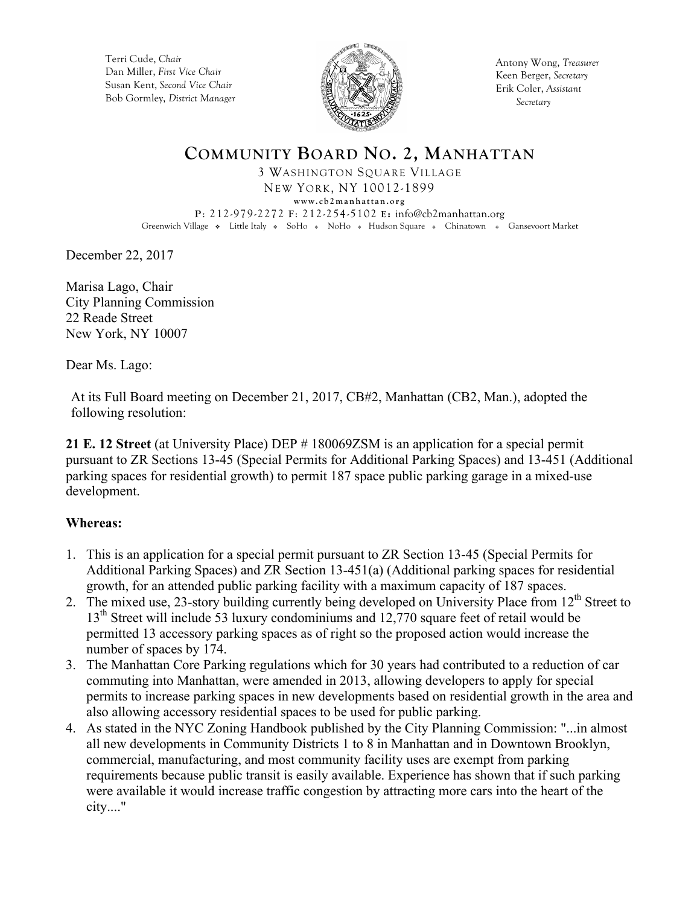Terri Cude, *Chair*
Dan Miller, *First Vice Chair*
Susan Kent, *Second Vice Chair*
Bob Gormley, *District Manager*

Antony Wong, *Treasurer*
Keen Berger, *Secretary*
Erik Coler, *Assistant Secretary*

# COMMUNITY BOARD NO. 2, MANHATTAN

3 WASHINGTON SQUARE VILLAGE
NEW YORK, NY 10012-1899
www.cb2manhattan.org
P: 212-979-2272 F: 212-254-5102 E: info@cb2manhattan.org
Greenwich Village ❖ Little Italy ❖ SoHo ❖ NoHo ❖ Hudson Square ❖ Chinatown ❖ Gansevoort Market

December 22, 2017

Marisa Lago, Chair
City Planning Commission
22 Reade Street
New York, NY 10007

Dear Ms. Lago:

At its Full Board meeting on December 21, 2017, CB#2, Manhattan (CB2, Man.), adopted the following resolution:

**21 E. 12 Street** (at University Place) DEP # 180069ZSM is an application for a special permit pursuant to ZR Sections 13-45 (Special Permits for Additional Parking Spaces) and 13-451 (Additional parking spaces for residential growth) to permit 187 space public parking garage in a mixed-use development.

**Whereas:**

1. This is an application for a special permit pursuant to ZR Section 13-45 (Special Permits for Additional Parking Spaces) and ZR Section 13-451(a) (Additional parking spaces for residential growth, for an attended public parking facility with a maximum capacity of 187 spaces.
2. The mixed use, 23-story building currently being developed on University Place from 12th Street to 13th Street will include 53 luxury condominiums and 12,770 square feet of retail would be permitted 13 accessory parking spaces as of right so the proposed action would increase the number of spaces by 174.
3. The Manhattan Core Parking regulations which for 30 years had contributed to a reduction of car commuting into Manhattan, were amended in 2013, allowing developers to apply for special permits to increase parking spaces in new developments based on residential growth in the area and also allowing accessory residential spaces to be used for public parking.
4. As stated in the NYC Zoning Handbook published by the City Planning Commission: "...in almost all new developments in Community Districts 1 to 8 in Manhattan and in Downtown Brooklyn, commercial, manufacturing, and most community facility uses are exempt from parking requirements because public transit is easily available. Experience has shown that if such parking were available it would increase traffic congestion by attracting more cars into the heart of the city...."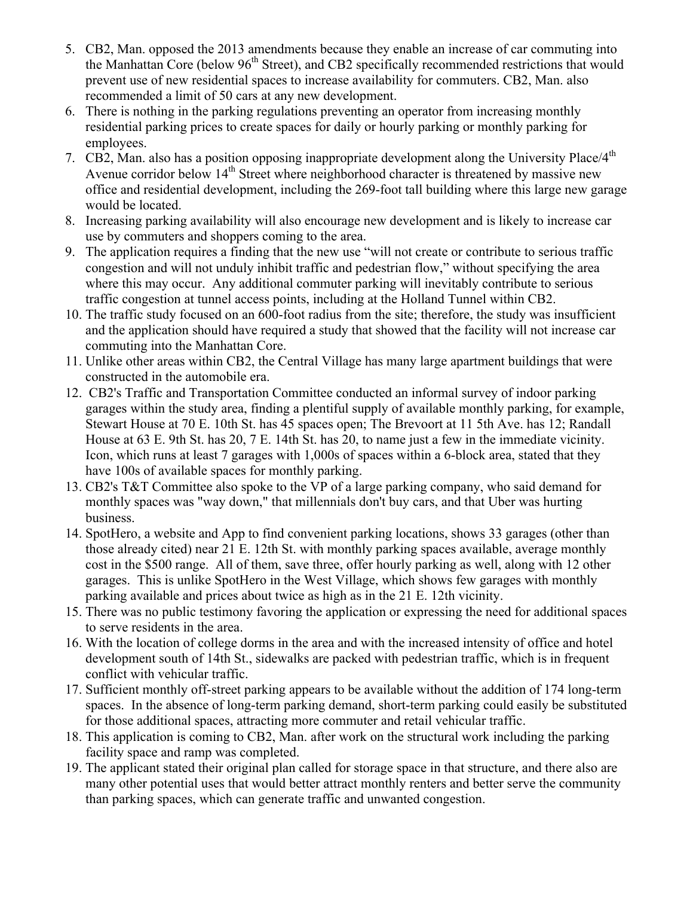5. CB2, Man. opposed the 2013 amendments because they enable an increase of car commuting into the Manhattan Core (below 96th Street), and CB2 specifically recommended restrictions that would prevent use of new residential spaces to increase availability for commuters. CB2, Man. also recommended a limit of 50 cars at any new development.
6. There is nothing in the parking regulations preventing an operator from increasing monthly residential parking prices to create spaces for daily or hourly parking or monthly parking for employees.
7. CB2, Man. also has a position opposing inappropriate development along the University Place/4th Avenue corridor below 14th Street where neighborhood character is threatened by massive new office and residential development, including the 269-foot tall building where this large new garage would be located.
8. Increasing parking availability will also encourage new development and is likely to increase car use by commuters and shoppers coming to the area.
9. The application requires a finding that the new use "will not create or contribute to serious traffic congestion and will not unduly inhibit traffic and pedestrian flow," without specifying the area where this may occur. Any additional commuter parking will inevitably contribute to serious traffic congestion at tunnel access points, including at the Holland Tunnel within CB2.
10. The traffic study focused on an 600-foot radius from the site; therefore, the study was insufficient and the application should have required a study that showed that the facility will not increase car commuting into the Manhattan Core.
11. Unlike other areas within CB2, the Central Village has many large apartment buildings that were constructed in the automobile era.
12. CB2's Traffic and Transportation Committee conducted an informal survey of indoor parking garages within the study area, finding a plentiful supply of available monthly parking, for example, Stewart House at 70 E. 10th St. has 45 spaces open; The Brevoort at 11 5th Ave. has 12; Randall House at 63 E. 9th St. has 20, 7 E. 14th St. has 20, to name just a few in the immediate vicinity. Icon, which runs at least 7 garages with 1,000s of spaces within a 6-block area, stated that they have 100s of available spaces for monthly parking.
13. CB2's T&T Committee also spoke to the VP of a large parking company, who said demand for monthly spaces was "way down," that millennials don't buy cars, and that Uber was hurting business.
14. SpotHero, a website and App to find convenient parking locations, shows 33 garages (other than those already cited) near 21 E. 12th St. with monthly parking spaces available, average monthly cost in the $500 range. All of them, save three, offer hourly parking as well, along with 12 other garages. This is unlike SpotHero in the West Village, which shows few garages with monthly parking available and prices about twice as high as in the 21 E. 12th vicinity.
15. There was no public testimony favoring the application or expressing the need for additional spaces to serve residents in the area.
16. With the location of college dorms in the area and with the increased intensity of office and hotel development south of 14th St., sidewalks are packed with pedestrian traffic, which is in frequent conflict with vehicular traffic.
17. Sufficient monthly off-street parking appears to be available without the addition of 174 long-term spaces. In the absence of long-term parking demand, short-term parking could easily be substituted for those additional spaces, attracting more commuter and retail vehicular traffic.
18. This application is coming to CB2, Man. after work on the structural work including the parking facility space and ramp was completed.
19. The applicant stated their original plan called for storage space in that structure, and there also are many other potential uses that would better attract monthly renters and better serve the community than parking spaces, which can generate traffic and unwanted congestion.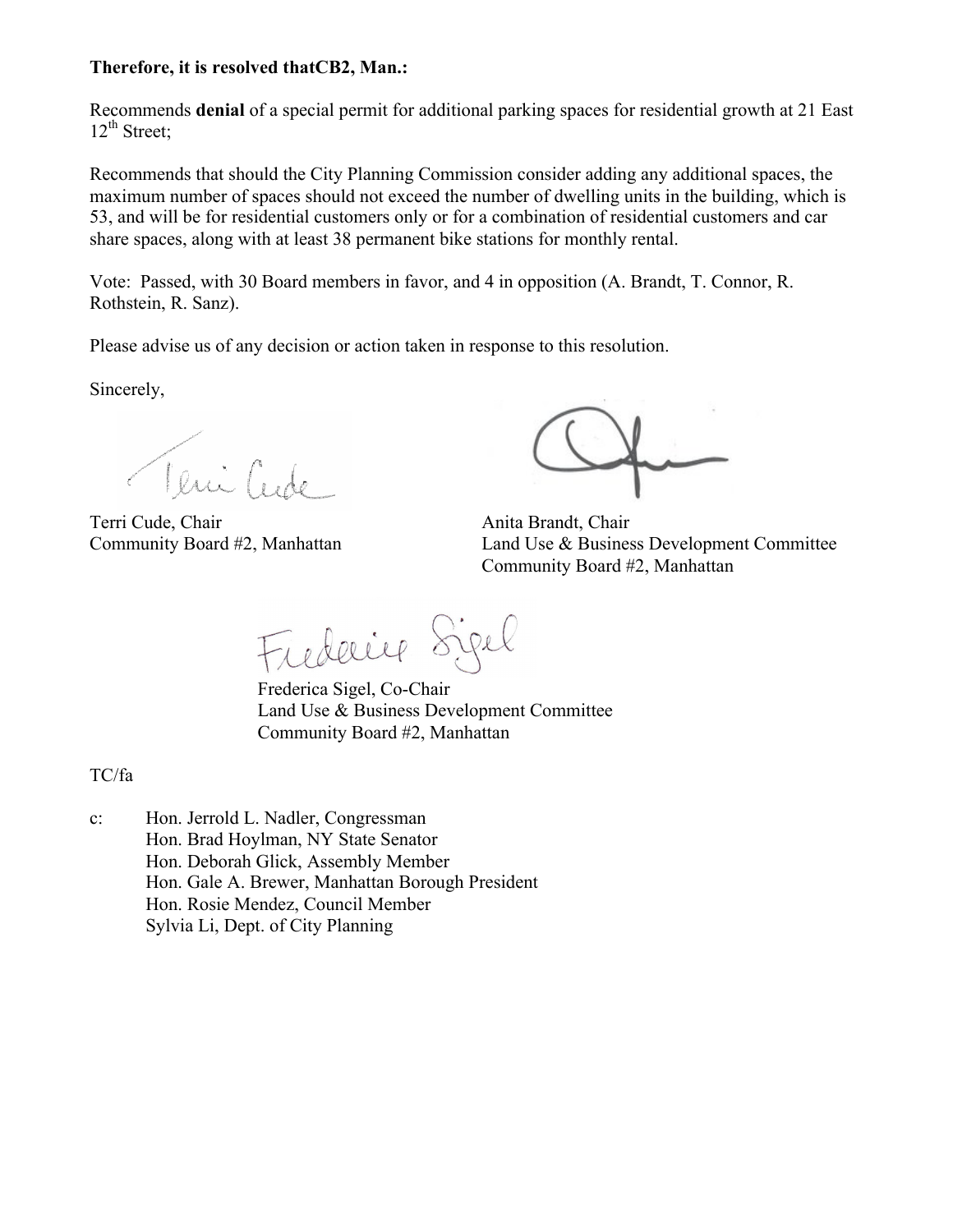**Therefore, it is resolved thatCB2, Man.:**

Recommends **denial** of a special permit for additional parking spaces for residential growth at 21 East 12th Street;

Recommends that should the City Planning Commission consider adding any additional spaces, the maximum number of spaces should not exceed the number of dwelling units in the building, which is 53, and will be for residential customers only or for a combination of residential customers and car share spaces, along with at least 38 permanent bike stations for monthly rental.

Vote: Passed, with 30 Board members in favor, and 4 in opposition (A. Brandt, T. Connor, R. Rothstein, R. Sanz).

Please advise us of any decision or action taken in response to this resolution.

Sincerely,

Terri Cude, Chair
Community Board #2, Manhattan

Anita Brandt, Chair
Land Use & Business Development Committee
Community Board #2, Manhattan

Frederica Sigel, Co-Chair
Land Use & Business Development Committee
Community Board #2, Manhattan

TC/fa

c: Hon. Jerrold L. Nadler, Congressman
Hon. Brad Hoylman, NY State Senator
Hon. Deborah Glick, Assembly Member
Hon. Gale A. Brewer, Manhattan Borough President
Hon. Rosie Mendez, Council Member
Sylvia Li, Dept. of City Planning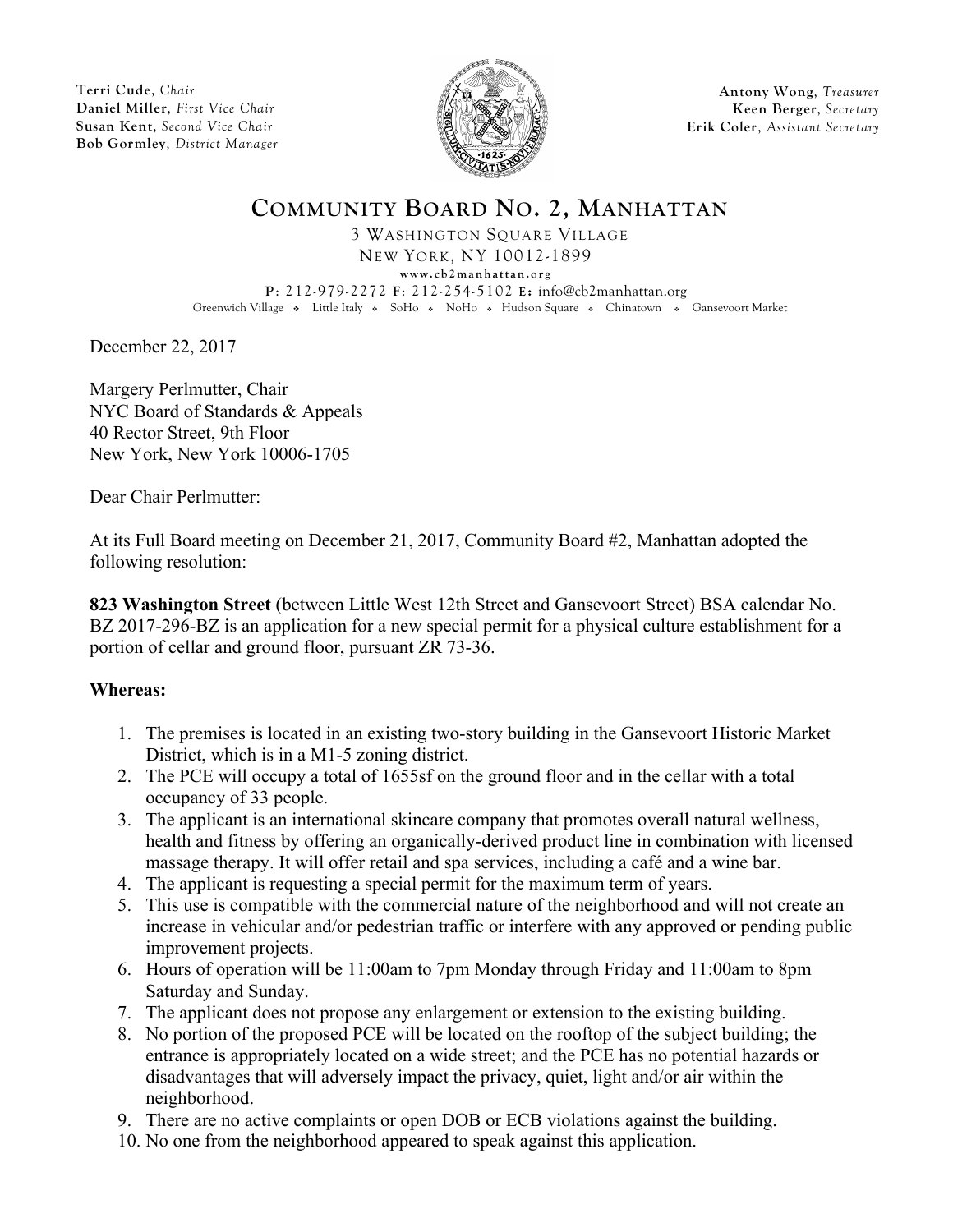Terri Cude, *Chair*
Daniel Miller, *First Vice Chair*
Susan Kent, *Second Vice Chair*
Bob Gormley, *District Manager*

Antony Wong, *Treasurer*
Keen Berger, *Secretary*
Erik Coler, *Assistant Secretary*

# COMMUNITY BOARD NO. 2, MANHATTAN

3 WASHINGTON SQUARE VILLAGE
NEW YORK, NY 10012-1899
www.cb2manhattan.org
P: 212-979-2272 F: 212-254-5102 E: info@cb2manhattan.org
Greenwich Village ❖ Little Italy ❖ SoHo ❖ NoHo ❖ Hudson Square ❖ Chinatown ❖ Gansevoort Market

December 22, 2017

Margery Perlmutter, Chair
NYC Board of Standards & Appeals
40 Rector Street, 9th Floor
New York, New York 10006-1705

Dear Chair Perlmutter:

At its Full Board meeting on December 21, 2017, Community Board #2, Manhattan adopted the following resolution:

**823 Washington Street** (between Little West 12th Street and Gansevoort Street) BSA calendar No. BZ 2017-296-BZ is an application for a new special permit for a physical culture establishment for a portion of cellar and ground floor, pursuant ZR 73-36.

**Whereas:**

1. The premises is located in an existing two-story building in the Gansevoort Historic Market District, which is in a M1-5 zoning district.
2. The PCE will occupy a total of 1655sf on the ground floor and in the cellar with a total occupancy of 33 people.
3. The applicant is an international skincare company that promotes overall natural wellness, health and fitness by offering an organically-derived product line in combination with licensed massage therapy. It will offer retail and spa services, including a café and a wine bar.
4. The applicant is requesting a special permit for the maximum term of years.
5. This use is compatible with the commercial nature of the neighborhood and will not create an increase in vehicular and/or pedestrian traffic or interfere with any approved or pending public improvement projects.
6. Hours of operation will be 11:00am to 7pm Monday through Friday and 11:00am to 8pm Saturday and Sunday.
7. The applicant does not propose any enlargement or extension to the existing building.
8. No portion of the proposed PCE will be located on the rooftop of the subject building; the entrance is appropriately located on a wide street; and the PCE has no potential hazards or disadvantages that will adversely impact the privacy, quiet, light and/or air within the neighborhood.
9. There are no active complaints or open DOB or ECB violations against the building.
10. No one from the neighborhood appeared to speak against this application.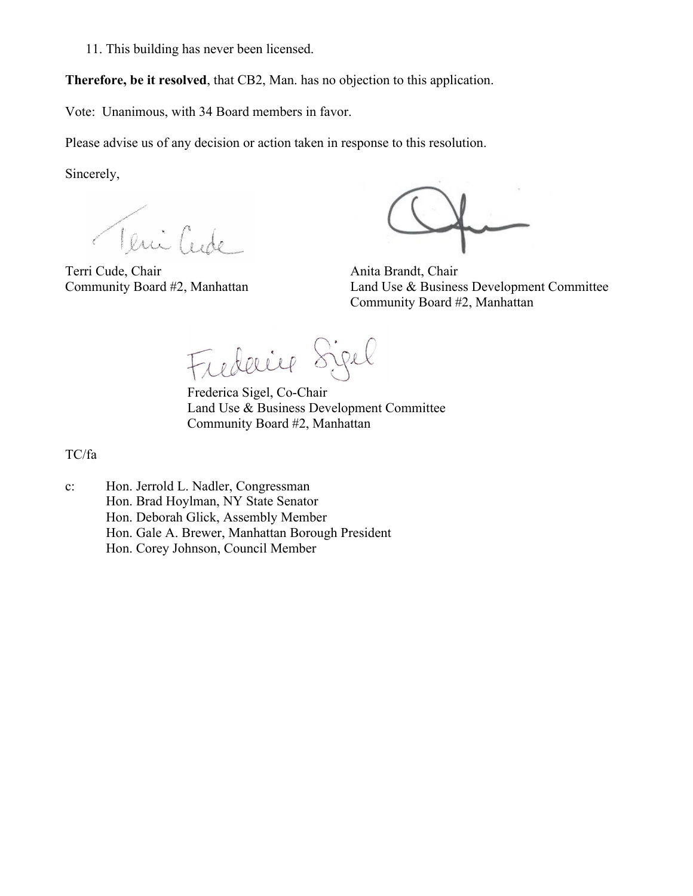11. This building has never been licensed.

**Therefore, be it resolved**, that CB2, Man. has no objection to this application.

Vote: Unanimous, with 34 Board members in favor.

Please advise us of any decision or action taken in response to this resolution.

Sincerely,

Terri Cude, Chair
Community Board #2, Manhattan

Anita Brandt, Chair
Land Use & Business Development Committee
Community Board #2, Manhattan

Frederica Sigel, Co-Chair
Land Use & Business Development Committee
Community Board #2, Manhattan

TC/fa

c: Hon. Jerrold L. Nadler, Congressman
Hon. Brad Hoylman, NY State Senator
Hon. Deborah Glick, Assembly Member
Hon. Gale A. Brewer, Manhattan Borough President
Hon. Corey Johnson, Council Member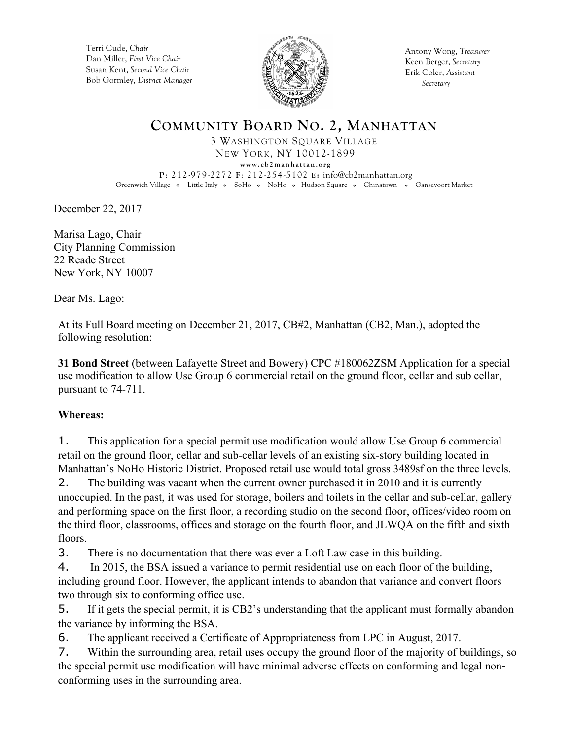Terri Cude, *Chair*
Dan Miller, *First Vice Chair*
Susan Kent, *Second Vice Chair*
Bob Gormley, *District Manager*

Antony Wong, *Treasurer*
Keen Berger, *Secretary*
Erik Coler, *Assistant Secretary*

# COMMUNITY BOARD NO. 2, MANHATTAN

3 WASHINGTON SQUARE VILLAGE
NEW YORK, NY 10012-1899
www.cb2manhattan.org
P: 212-979-2272 F: 212-254-5102 E: info@cb2manhattan.org
Greenwich Village ❖ Little Italy ❖ SoHo ❖ NoHo ❖ Hudson Square ❖ Chinatown ❖ Gansevoort Market

December 22, 2017

Marisa Lago, Chair
City Planning Commission
22 Reade Street
New York, NY 10007

Dear Ms. Lago:

At its Full Board meeting on December 21, 2017, CB#2, Manhattan (CB2, Man.), adopted the following resolution:

**31 Bond Street** (between Lafayette Street and Bowery) CPC #180062ZSM Application for a special use modification to allow Use Group 6 commercial retail on the ground floor, cellar and sub cellar, pursuant to 74-711.

**Whereas:**

1. This application for a special permit use modification would allow Use Group 6 commercial retail on the ground floor, cellar and sub-cellar levels of an existing six-story building located in Manhattan's NoHo Historic District. Proposed retail use would total gross 3489sf on the three levels.
2. The building was vacant when the current owner purchased it in 2010 and it is currently unoccupied. In the past, it was used for storage, boilers and toilets in the cellar and sub-cellar, gallery and performing space on the first floor, a recording studio on the second floor, offices/video room on the third floor, classrooms, offices and storage on the fourth floor, and JLWQA on the fifth and sixth floors.
3. There is no documentation that there was ever a Loft Law case in this building.
4. In 2015, the BSA issued a variance to permit residential use on each floor of the building, including ground floor. However, the applicant intends to abandon that variance and convert floors two through six to conforming office use.
5. If it gets the special permit, it is CB2's understanding that the applicant must formally abandon the variance by informing the BSA.
6. The applicant received a Certificate of Appropriateness from LPC in August, 2017.
7. Within the surrounding area, retail uses occupy the ground floor of the majority of buildings, so the special permit use modification will have minimal adverse effects on conforming and legal non-conforming uses in the surrounding area.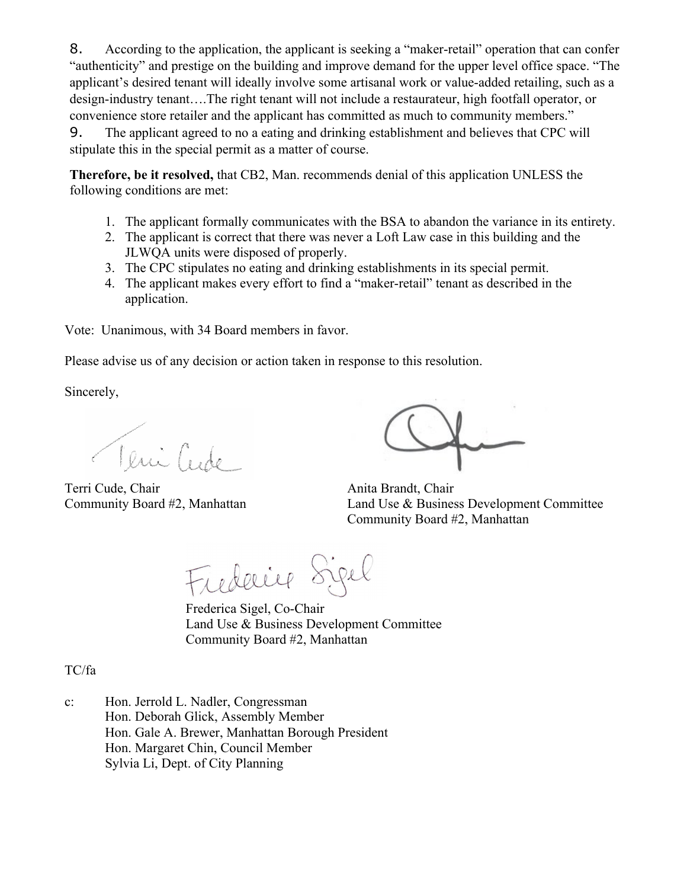8. According to the application, the applicant is seeking a "maker-retail" operation that can confer "authenticity" and prestige on the building and improve demand for the upper level office space. "The applicant's desired tenant will ideally involve some artisanal work or value-added retailing, such as a design-industry tenant….The right tenant will not include a restaurateur, high footfall operator, or convenience store retailer and the applicant has committed as much to community members."

9. The applicant agreed to no a eating and drinking establishment and believes that CPC will stipulate this in the special permit as a matter of course.

**Therefore, be it resolved,** that CB2, Man. recommends denial of this application UNLESS the following conditions are met:

1. The applicant formally communicates with the BSA to abandon the variance in its entirety.
2. The applicant is correct that there was never a Loft Law case in this building and the JLWQA units were disposed of properly.
3. The CPC stipulates no eating and drinking establishments in its special permit.
4. The applicant makes every effort to find a "maker-retail" tenant as described in the application.

Vote: Unanimous, with 34 Board members in favor.

Please advise us of any decision or action taken in response to this resolution.

Sincerely,

Terri Cude, Chair
Community Board #2, Manhattan

Anita Brandt, Chair
Land Use & Business Development Committee
Community Board #2, Manhattan

Frederica Sigel, Co-Chair
Land Use & Business Development Committee
Community Board #2, Manhattan

TC/fa

c: Hon. Jerrold L. Nadler, Congressman
Hon. Deborah Glick, Assembly Member
Hon. Gale A. Brewer, Manhattan Borough President
Hon. Margaret Chin, Council Member
Sylvia Li, Dept. of City Planning